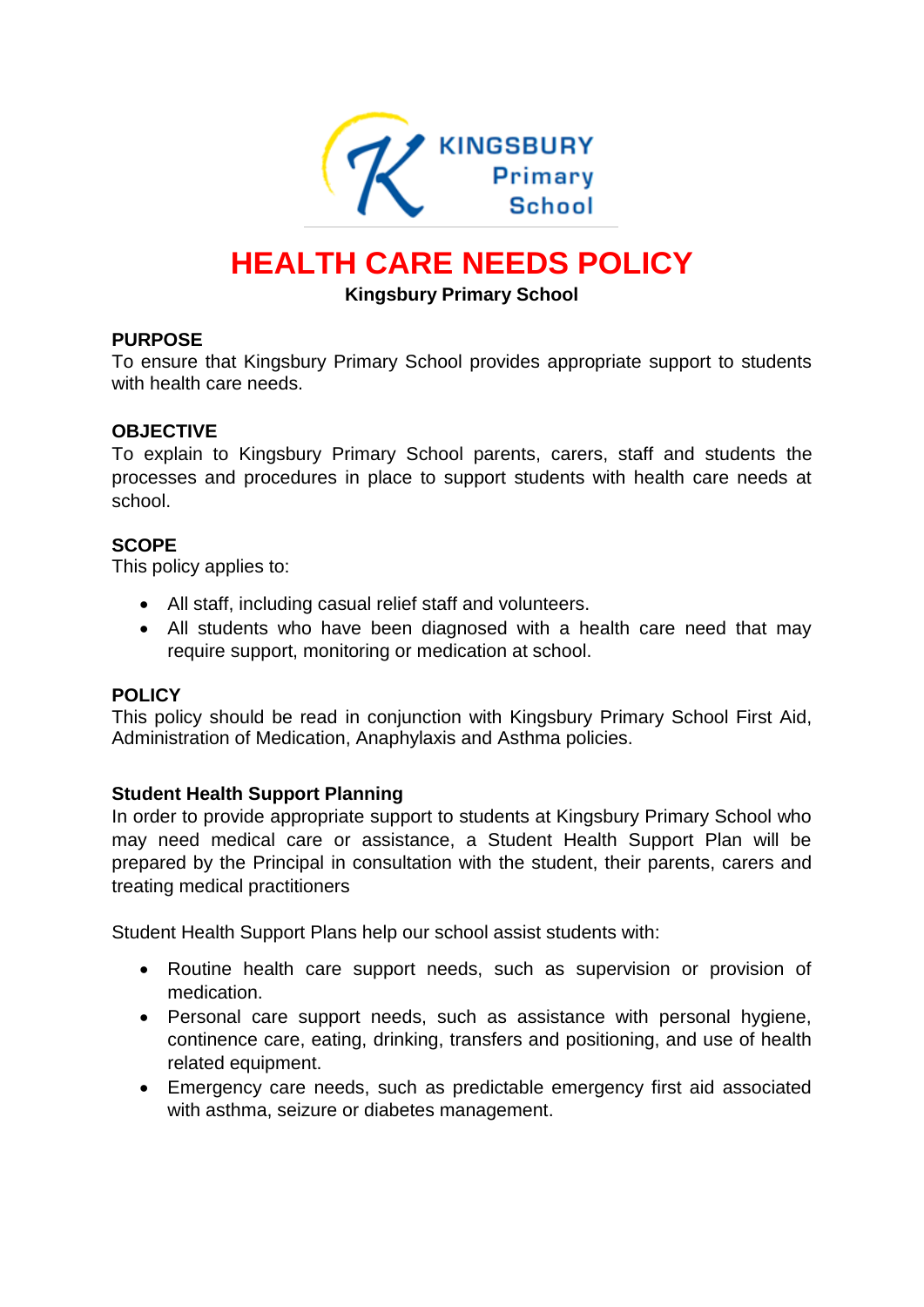KINGSBURY Primary School

# HEALTH CARE NEEDS POLICY

**Kingsbury Primary School**

## PURPOSE

To ensure that Kingsbury Primary School provides appropriate support to students with health care needs.

## OBJECTIVE

To explain to Kingsbury Primary School parents, carers, staff and students the processes and procedures in place to support students with health care needs at school.

## SCOPE

This policy applies to:

- All staff, including casual relief staff and volunteers.
- All students who have been diagnosed with a health care need that may require support, monitoring or medication at school.

## POLICY

This policy should be read in conjunction with Kingsbury Primary School First Aid, Administration of Medication, Anaphylaxis and Asthma policies.

### Student Health Support Planning

In order to provide appropriate support to students at Kingsbury Primary School who may need medical care or assistance, a Student Health Support Plan will be prepared by the Principal in consultation with the student, their parents, carers and treating medical practitioners

Student Health Support Plans help our school assist students with:

- Routine health care support needs, such as supervision or provision of medication.
- Personal care support needs, such as assistance with personal hygiene, continence care, eating, drinking, transfers and positioning, and use of health related equipment.
- Emergency care needs, such as predictable emergency first aid associated with asthma, seizure or diabetes management.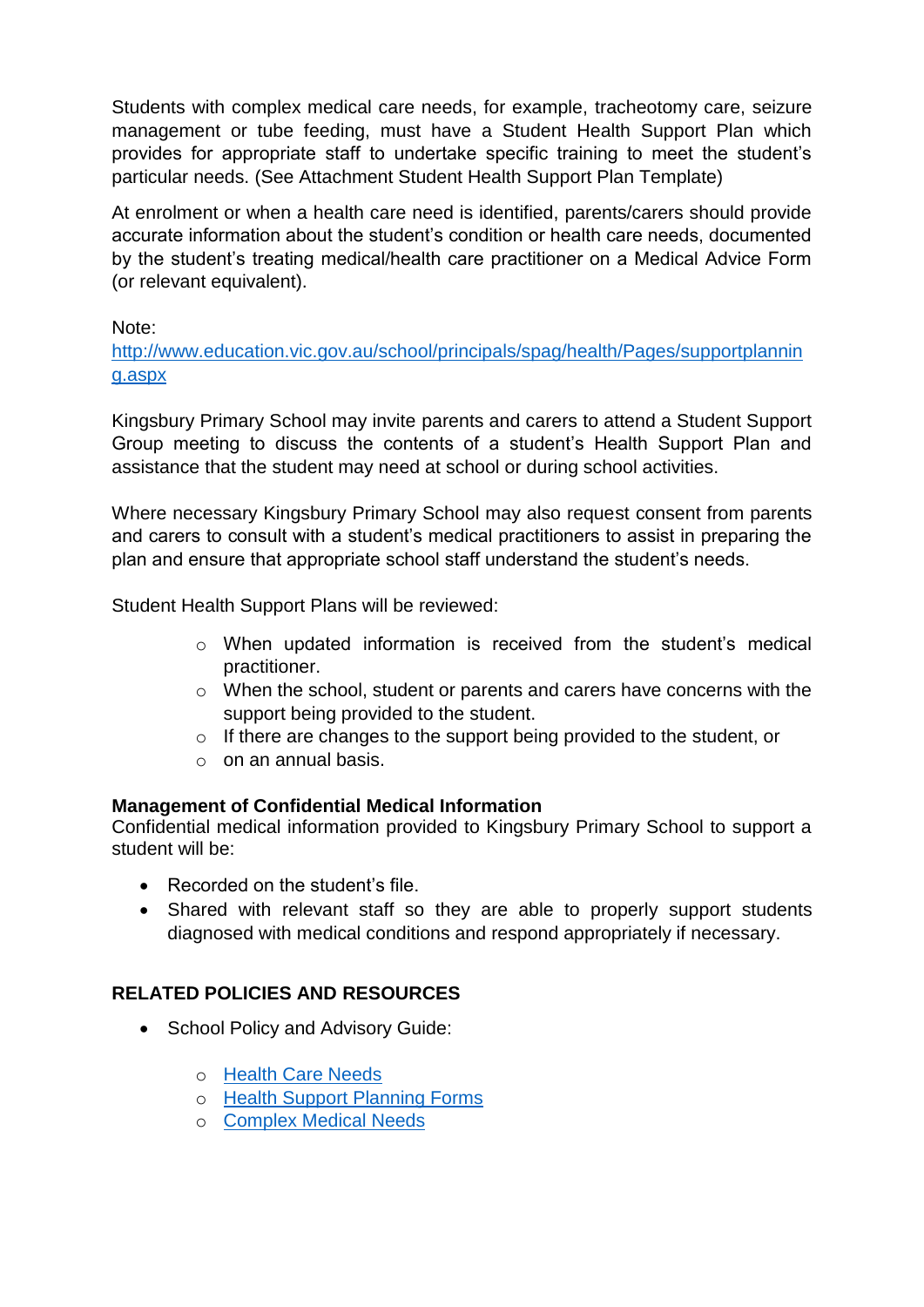Students with complex medical care needs, for example, tracheotomy care, seizure management or tube feeding, must have a Student Health Support Plan which provides for appropriate staff to undertake specific training to meet the student's particular needs. (See Attachment Student Health Support Plan Template)

At enrolment or when a health care need is identified, parents/carers should provide accurate information about the student's condition or health care needs, documented by the student's treating medical/health care practitioner on a Medical Advice Form (or relevant equivalent).

Note:
[http://www.education.vic.gov.au/school/principals/spag/health/Pages/supportplanning.aspx](http://www.education.vic.gov.au/school/principals/spag/health/Pages/supportplanning.aspx)

Kingsbury Primary School may invite parents and carers to attend a Student Support Group meeting to discuss the contents of a student's Health Support Plan and assistance that the student may need at school or during school activities.

Where necessary Kingsbury Primary School may also request consent from parents and carers to consult with a student's medical practitioners to assist in preparing the plan and ensure that appropriate school staff understand the student's needs.

Student Health Support Plans will be reviewed:

- When updated information is received from the student's medical practitioner.
- When the school, student or parents and carers have concerns with the support being provided to the student.
- If there are changes to the support being provided to the student, or
- on an annual basis.

**Management of Confidential Medical Information**
Confidential medical information provided to Kingsbury Primary School to support a student will be:

- Recorded on the student's file.
- Shared with relevant staff so they are able to properly support students diagnosed with medical conditions and respond appropriately if necessary.

**RELATED POLICIES AND RESOURCES**

- School Policy and Advisory Guide:
  - Health Care Needs
  - Health Support Planning Forms
  - Complex Medical Needs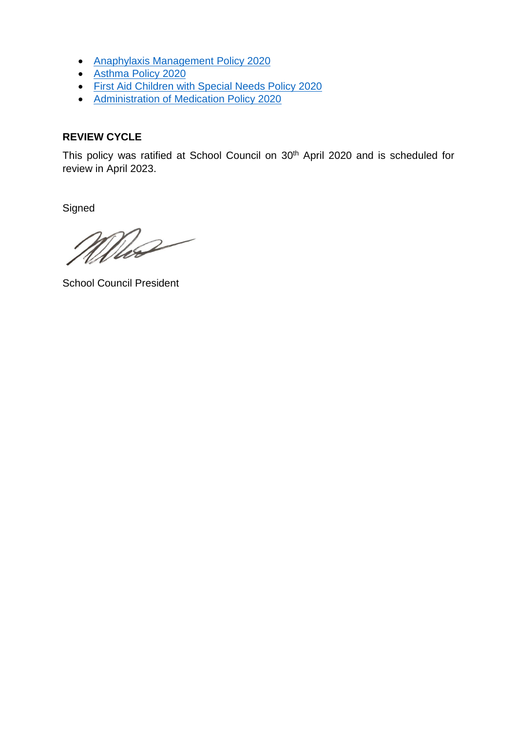- Anaphylaxis Management Policy 2020
- Asthma Policy 2020
- First Aid Children with Special Needs Policy 2020
- Administration of Medication Policy 2020

## REVIEW CYCLE

This policy was ratified at School Council on 30th April 2020 and is scheduled for review in April 2023.

Signed

School Council President